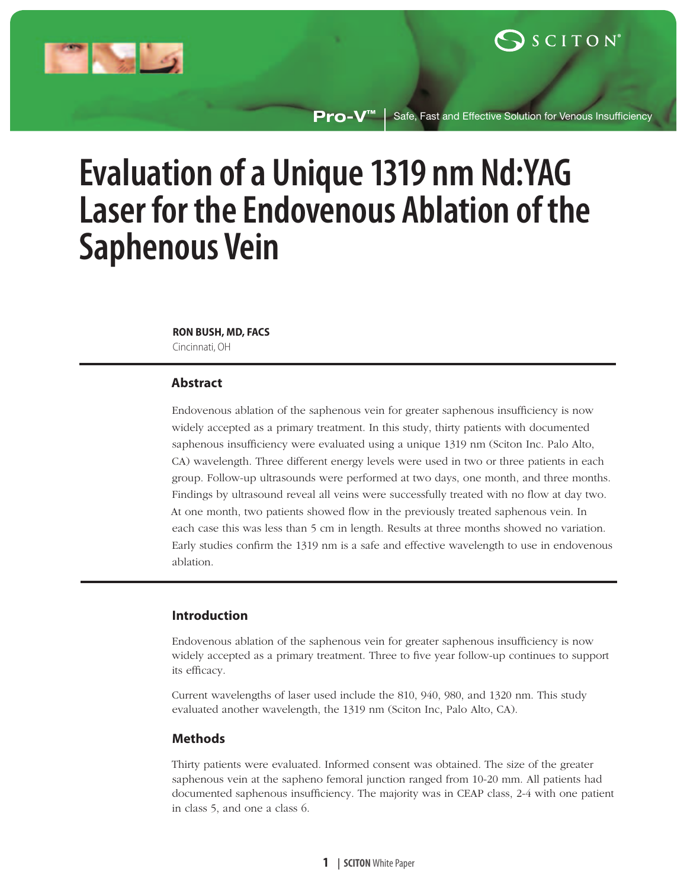Pro-V™ | Safe, Fast and Effective Solution for Venous Insufficiency

# Evaluation of a Unique 1319 nm Nd:YAG Laser for the Endovenous Ablation of the Saphenous Vein

**RON BUSH, MD, FACS**
Cincinnati, OH

## Abstract

Endovenous ablation of the saphenous vein for greater saphenous insufficiency is now widely accepted as a primary treatment. In this study, thirty patients with documented saphenous insufficiency were evaluated using a unique 1319 nm (Sciton Inc. Palo Alto, CA) wavelength. Three different energy levels were used in two or three patients in each group. Follow-up ultrasounds were performed at two days, one month, and three months. Findings by ultrasound reveal all veins were successfully treated with no flow at day two. At one month, two patients showed flow in the previously treated saphenous vein. In each case this was less than 5 cm in length. Results at three months showed no variation. Early studies confirm the 1319 nm is a safe and effective wavelength to use in endovenous ablation.

## Introduction

Endovenous ablation of the saphenous vein for greater saphenous insufficiency is now widely accepted as a primary treatment. Three to five year follow-up continues to support its efficacy.

Current wavelengths of laser used include the 810, 940, 980, and 1320 nm. This study evaluated another wavelength, the 1319 nm (Sciton Inc, Palo Alto, CA).

## Methods

Thirty patients were evaluated. Informed consent was obtained. The size of the greater saphenous vein at the sapheno femoral junction ranged from 10-20 mm. All patients had documented saphenous insufficiency. The majority was in CEAP class, 2-4 with one patient in class 5, and one a class 6.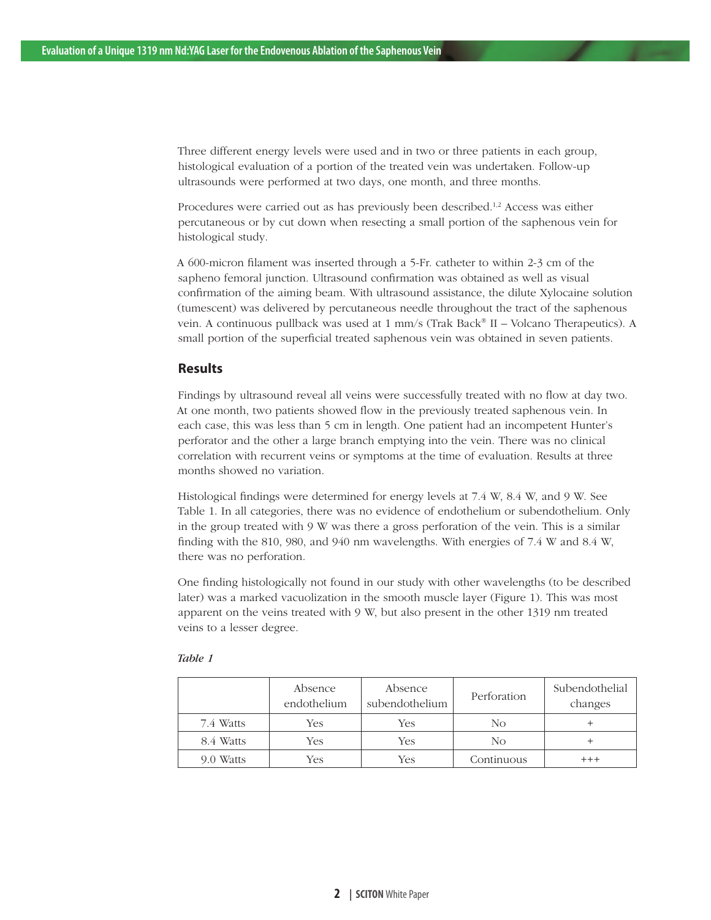Three different energy levels were used and in two or three patients in each group, histological evaluation of a portion of the treated vein was undertaken. Follow-up ultrasounds were performed at two days, one month, and three months.

Procedures were carried out as has previously been described.[1,2] Access was either percutaneous or by cut down when resecting a small portion of the saphenous vein for histological study.

A 600-micron filament was inserted through a 5-Fr. catheter to within 2-3 cm of the sapheno femoral junction. Ultrasound confirmation was obtained as well as visual confirmation of the aiming beam. With ultrasound assistance, the dilute Xylocaine solution (tumescent) was delivered by percutaneous needle throughout the tract of the saphenous vein. A continuous pullback was used at 1 mm/s (Trak Back® II – Volcano Therapeutics). A small portion of the superficial treated saphenous vein was obtained in seven patients.

## Results

Findings by ultrasound reveal all veins were successfully treated with no flow at day two. At one month, two patients showed flow in the previously treated saphenous vein. In each case, this was less than 5 cm in length. One patient had an incompetent Hunter's perforator and the other a large branch emptying into the vein. There was no clinical correlation with recurrent veins or symptoms at the time of evaluation. Results at three months showed no variation.

Histological findings were determined for energy levels at 7.4 W, 8.4 W, and 9 W. See Table 1. In all categories, there was no evidence of endothelium or subendothelium. Only in the group treated with 9 W was there a gross perforation of the vein. This is a similar finding with the 810, 980, and 940 nm wavelengths. With energies of 7.4 W and 8.4 W, there was no perforation.

One finding histologically not found in our study with other wavelengths (to be described later) was a marked vacuolization in the smooth muscle layer (Figure 1). This was most apparent on the veins treated with 9 W, but also present in the other 1319 nm treated veins to a lesser degree.

*Table 1*

| | Absence endothelium | Absence subendothelium | Perforation | Subendothelial changes |
|---|---|---|---|---|
| 7.4 Watts | Yes | Yes | No | + |
| 8.4 Watts | Yes | Yes | No | + |
| 9.0 Watts | Yes | Yes | Continuous | +++ |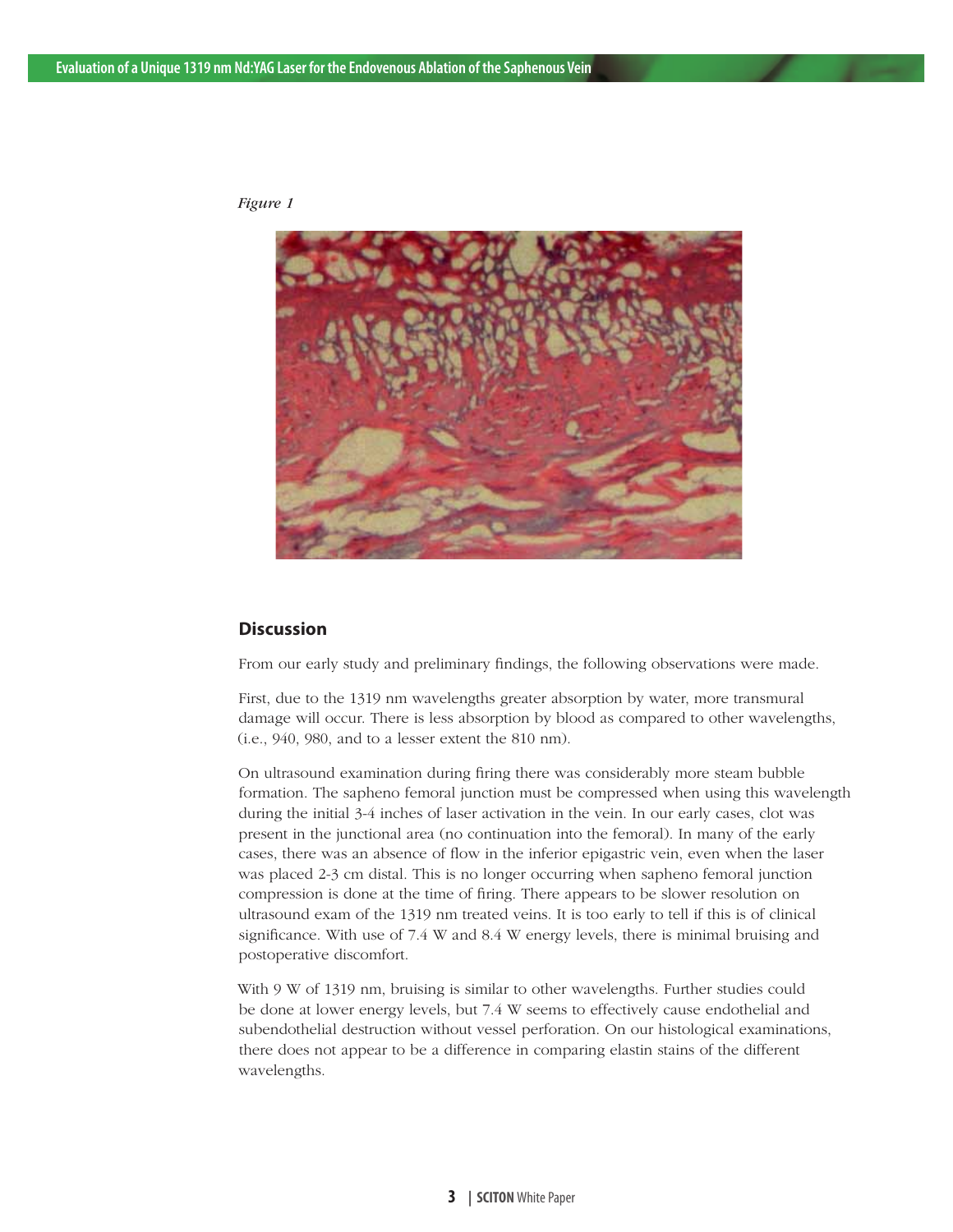*Figure 1*

## Discussion

From our early study and preliminary findings, the following observations were made.

First, due to the 1319 nm wavelengths greater absorption by water, more transmural damage will occur. There is less absorption by blood as compared to other wavelengths, (i.e., 940, 980, and to a lesser extent the 810 nm).

On ultrasound examination during firing there was considerably more steam bubble formation. The sapheno femoral junction must be compressed when using this wavelength during the initial 3-4 inches of laser activation in the vein. In our early cases, clot was present in the junctional area (no continuation into the femoral). In many of the early cases, there was an absence of flow in the inferior epigastric vein, even when the laser was placed 2-3 cm distal. This is no longer occurring when sapheno femoral junction compression is done at the time of firing. There appears to be slower resolution on ultrasound exam of the 1319 nm treated veins. It is too early to tell if this is of clinical significance. With use of 7.4 W and 8.4 W energy levels, there is minimal bruising and postoperative discomfort.

With 9 W of 1319 nm, bruising is similar to other wavelengths. Further studies could be done at lower energy levels, but 7.4 W seems to effectively cause endothelial and subendothelial destruction without vessel perforation. On our histological examinations, there does not appear to be a difference in comparing elastin stains of the different wavelengths.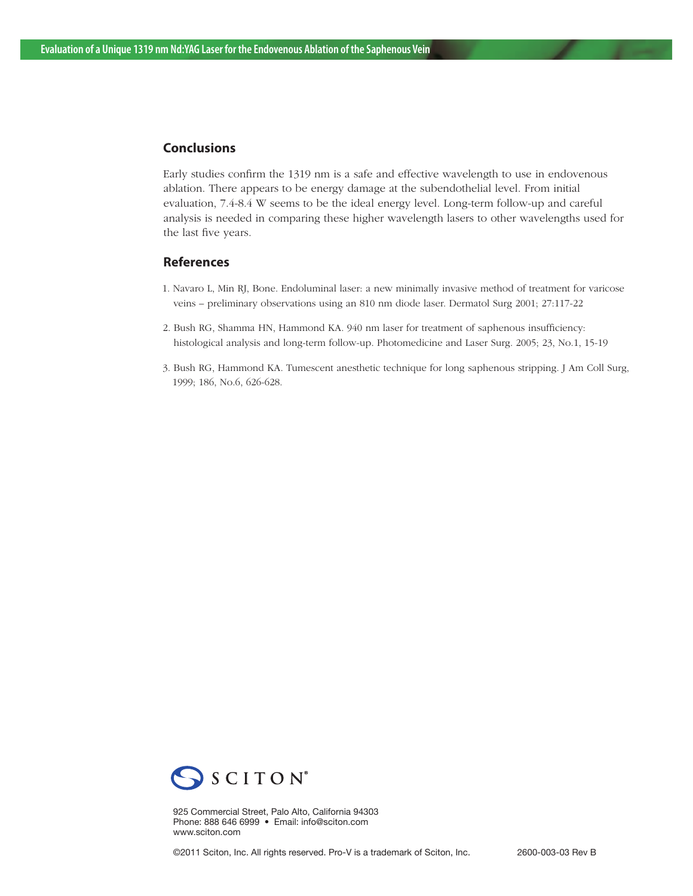## Conclusions

Early studies confirm the 1319 nm is a safe and effective wavelength to use in endovenous ablation. There appears to be energy damage at the subendothelial level. From initial evaluation, 7.4-8.4 W seems to be the ideal energy level. Long-term follow-up and careful analysis is needed in comparing these higher wavelength lasers to other wavelengths used for the last five years.

## References

1. Navaro L, Min RJ, Bone. Endoluminal laser: a new minimally invasive method of treatment for varicose veins – preliminary observations using an 810 nm diode laser. Dermatol Surg 2001; 27:117-22

2. Bush RG, Shamma HN, Hammond KA. 940 nm laser for treatment of saphenous insufficiency: histological analysis and long-term follow-up. Photomedicine and Laser Surg. 2005; 23, No.1, 15-19

3. Bush RG, Hammond KA. Tumescent anesthetic technique for long saphenous stripping. J Am Coll Surg, 1999; 186, No.6, 626-628.

SCITON®

925 Commercial Street, Palo Alto, California 94303
Phone: 888 646 6999 • Email: info@sciton.com
www.sciton.com

©2011 Sciton, Inc. All rights reserved. Pro-V is a trademark of Sciton, Inc. 2600-003-03 Rev B